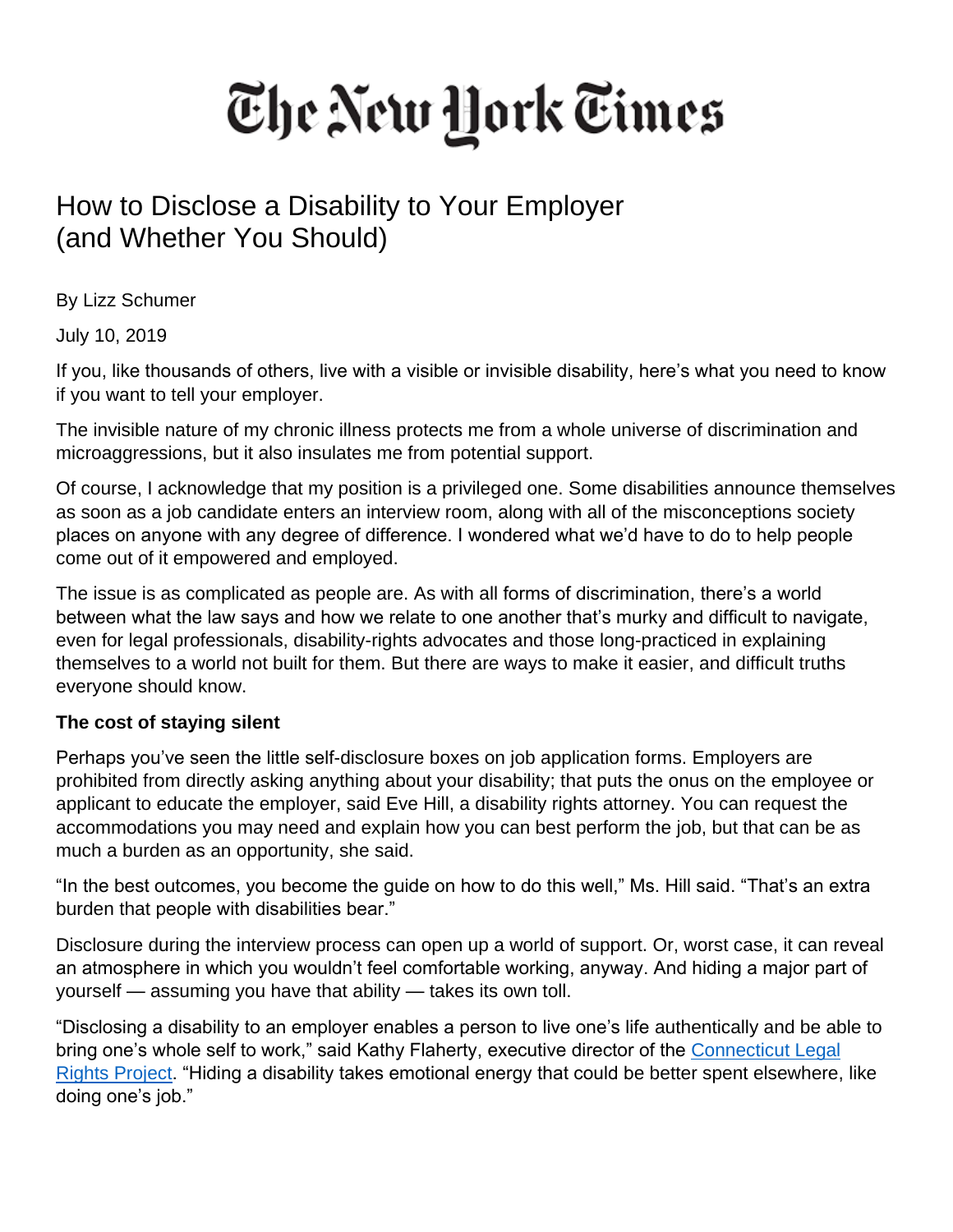# The New York Times

## How to Disclose a Disability to Your Employer (and Whether You Should)

By Lizz Schumer

July 10, 2019

If you, like thousands of others, live with a visible or invisible disability, here's what you need to know if you want to tell your employer.

The invisible nature of my chronic illness protects me from a whole universe of discrimination and microaggressions, but it also insulates me from potential support.

Of course, I acknowledge that my position is a privileged one. Some disabilities announce themselves as soon as a job candidate enters an interview room, along with all of the misconceptions society places on anyone with any degree of difference. I wondered what we'd have to do to help people come out of it empowered and employed.

The issue is as complicated as people are. As with all forms of discrimination, there's a world between what the law says and how we relate to one another that's murky and difficult to navigate, even for legal professionals, disability-rights advocates and those long-practiced in explaining themselves to a world not built for them. But there are ways to make it easier, and difficult truths everyone should know.

**The cost of staying silent**

Perhaps you've seen the little self-disclosure boxes on job application forms. Employers are prohibited from directly asking anything about your disability; that puts the onus on the employee or applicant to educate the employer, said Eve Hill, a disability rights attorney. You can request the accommodations you may need and explain how you can best perform the job, but that can be as much a burden as an opportunity, she said.

"In the best outcomes, you become the guide on how to do this well," Ms. Hill said. "That's an extra burden that people with disabilities bear."

Disclosure during the interview process can open up a world of support. Or, worst case, it can reveal an atmosphere in which you wouldn't feel comfortable working, anyway. And hiding a major part of yourself — assuming you have that ability — takes its own toll.

"Disclosing a disability to an employer enables a person to live one's life authentically and be able to bring one's whole self to work," said Kathy Flaherty, executive director of the Connecticut Legal Rights Project. "Hiding a disability takes emotional energy that could be better spent elsewhere, like doing one's job."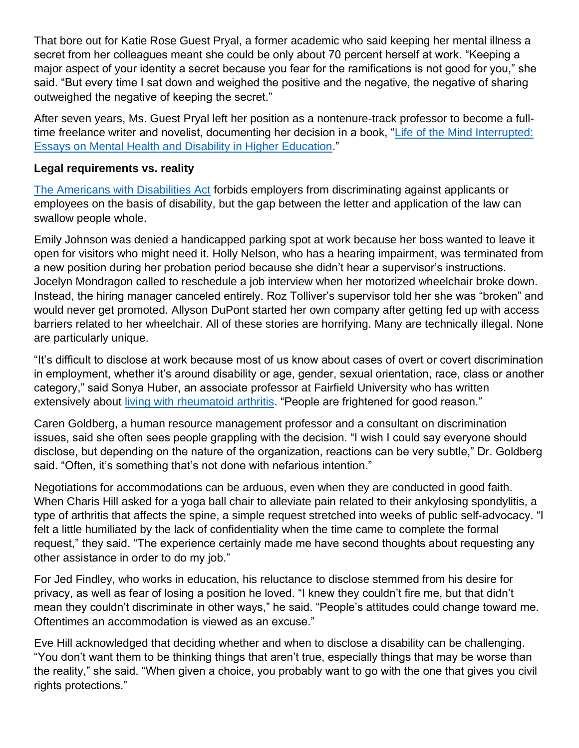That bore out for Katie Rose Guest Pryal, a former academic who said keeping her mental illness a secret from her colleagues meant she could be only about 70 percent herself at work. "Keeping a major aspect of your identity a secret because you fear for the ramifications is not good for you," she said. "But every time I sat down and weighed the positive and the negative, the negative of sharing outweighed the negative of keeping the secret."

After seven years, Ms. Guest Pryal left her position as a nontenure-track professor to become a full-time freelance writer and novelist, documenting her decision in a book, "Life of the Mind Interrupted: Essays on Mental Health and Disability in Higher Education."

**Legal requirements vs. reality**

The Americans with Disabilities Act forbids employers from discriminating against applicants or employees on the basis of disability, but the gap between the letter and application of the law can swallow people whole.

Emily Johnson was denied a handicapped parking spot at work because her boss wanted to leave it open for visitors who might need it. Holly Nelson, who has a hearing impairment, was terminated from a new position during her probation period because she didn't hear a supervisor's instructions. Jocelyn Mondragon called to reschedule a job interview when her motorized wheelchair broke down. Instead, the hiring manager canceled entirely. Roz Tolliver's supervisor told her she was "broken" and would never get promoted. Allyson DuPont started her own company after getting fed up with access barriers related to her wheelchair. All of these stories are horrifying. Many are technically illegal. None are particularly unique.

"It's difficult to disclose at work because most of us know about cases of overt or covert discrimination in employment, whether it's around disability or age, gender, sexual orientation, race, class or another category," said Sonya Huber, an associate professor at Fairfield University who has written extensively about living with rheumatoid arthritis. "People are frightened for good reason."

Caren Goldberg, a human resource management professor and a consultant on discrimination issues, said she often sees people grappling with the decision. "I wish I could say everyone should disclose, but depending on the nature of the organization, reactions can be very subtle," Dr. Goldberg said. "Often, it's something that's not done with nefarious intention."

Negotiations for accommodations can be arduous, even when they are conducted in good faith. When Charis Hill asked for a yoga ball chair to alleviate pain related to their ankylosing spondylitis, a type of arthritis that affects the spine, a simple request stretched into weeks of public self-advocacy. "I felt a little humiliated by the lack of confidentiality when the time came to complete the formal request," they said. "The experience certainly made me have second thoughts about requesting any other assistance in order to do my job."

For Jed Findley, who works in education, his reluctance to disclose stemmed from his desire for privacy, as well as fear of losing a position he loved. "I knew they couldn't fire me, but that didn't mean they couldn't discriminate in other ways," he said. "People's attitudes could change toward me. Oftentimes an accommodation is viewed as an excuse."

Eve Hill acknowledged that deciding whether and when to disclose a disability can be challenging. "You don't want them to be thinking things that aren't true, especially things that may be worse than the reality," she said. "When given a choice, you probably want to go with the one that gives you civil rights protections."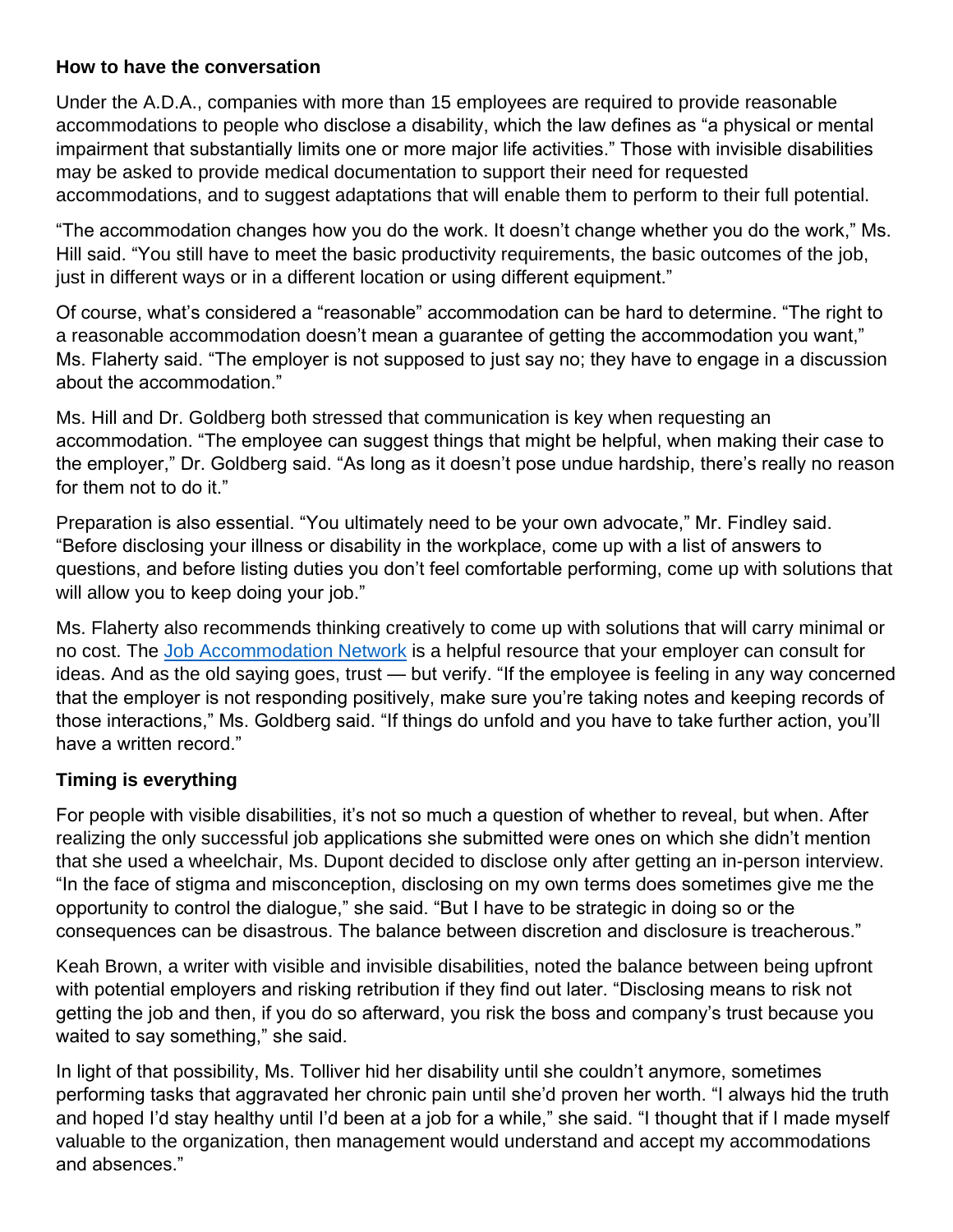**How to have the conversation**

Under the A.D.A., companies with more than 15 employees are required to provide reasonable accommodations to people who disclose a disability, which the law defines as "a physical or mental impairment that substantially limits one or more major life activities." Those with invisible disabilities may be asked to provide medical documentation to support their need for requested accommodations, and to suggest adaptations that will enable them to perform to their full potential.

"The accommodation changes how you do the work. It doesn't change whether you do the work," Ms. Hill said. "You still have to meet the basic productivity requirements, the basic outcomes of the job, just in different ways or in a different location or using different equipment."

Of course, what's considered a "reasonable" accommodation can be hard to determine. "The right to a reasonable accommodation doesn't mean a guarantee of getting the accommodation you want," Ms. Flaherty said. "The employer is not supposed to just say no; they have to engage in a discussion about the accommodation."

Ms. Hill and Dr. Goldberg both stressed that communication is key when requesting an accommodation. "The employee can suggest things that might be helpful, when making their case to the employer," Dr. Goldberg said. "As long as it doesn't pose undue hardship, there's really no reason for them not to do it."

Preparation is also essential. "You ultimately need to be your own advocate," Mr. Findley said. "Before disclosing your illness or disability in the workplace, come up with a list of answers to questions, and before listing duties you don't feel comfortable performing, come up with solutions that will allow you to keep doing your job."

Ms. Flaherty also recommends thinking creatively to come up with solutions that will carry minimal or no cost. The Job Accommodation Network is a helpful resource that your employer can consult for ideas. And as the old saying goes, trust — but verify. "If the employee is feeling in any way concerned that the employer is not responding positively, make sure you're taking notes and keeping records of those interactions," Ms. Goldberg said. "If things do unfold and you have to take further action, you'll have a written record."

**Timing is everything**

For people with visible disabilities, it's not so much a question of whether to reveal, but when. After realizing the only successful job applications she submitted were ones on which she didn't mention that she used a wheelchair, Ms. Dupont decided to disclose only after getting an in-person interview. "In the face of stigma and misconception, disclosing on my own terms does sometimes give me the opportunity to control the dialogue," she said. "But I have to be strategic in doing so or the consequences can be disastrous. The balance between discretion and disclosure is treacherous."

Keah Brown, a writer with visible and invisible disabilities, noted the balance between being upfront with potential employers and risking retribution if they find out later. "Disclosing means to risk not getting the job and then, if you do so afterward, you risk the boss and company's trust because you waited to say something," she said.

In light of that possibility, Ms. Tolliver hid her disability until she couldn't anymore, sometimes performing tasks that aggravated her chronic pain until she'd proven her worth. "I always hid the truth and hoped I'd stay healthy until I'd been at a job for a while," she said. "I thought that if I made myself valuable to the organization, then management would understand and accept my accommodations and absences."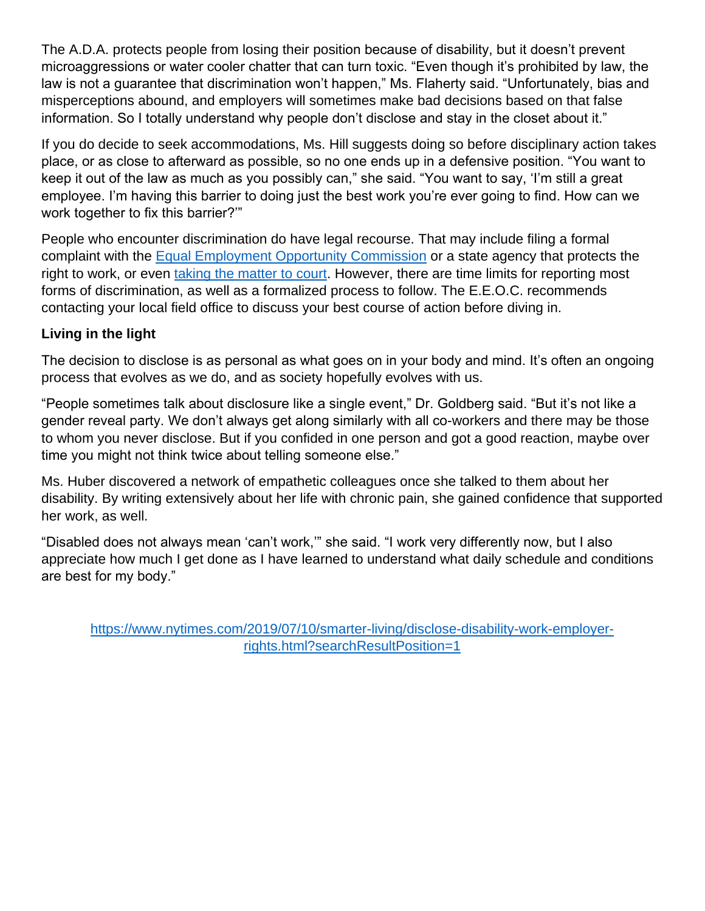The A.D.A. protects people from losing their position because of disability, but it doesn't prevent microaggressions or water cooler chatter that can turn toxic. "Even though it's prohibited by law, the law is not a guarantee that discrimination won't happen," Ms. Flaherty said. "Unfortunately, bias and misperceptions abound, and employers will sometimes make bad decisions based on that false information. So I totally understand why people don't disclose and stay in the closet about it."

If you do decide to seek accommodations, Ms. Hill suggests doing so before disciplinary action takes place, or as close to afterward as possible, so no one ends up in a defensive position. "You want to keep it out of the law as much as you possibly can," she said. "You want to say, 'I'm still a great employee. I'm having this barrier to doing just the best work you're ever going to find. How can we work together to fix this barrier?'"

People who encounter discrimination do have legal recourse. That may include filing a formal complaint with the [Equal Employment Opportunity Commission]() or a state agency that protects the right to work, or even [taking the matter to court](). However, there are time limits for reporting most forms of discrimination, as well as a formalized process to follow. The E.E.O.C. recommends contacting your local field office to discuss your best course of action before diving in.

**Living in the light**

The decision to disclose is as personal as what goes on in your body and mind. It's often an ongoing process that evolves as we do, and as society hopefully evolves with us.

"People sometimes talk about disclosure like a single event," Dr. Goldberg said. "But it's not like a gender reveal party. We don't always get along similarly with all co-workers and there may be those to whom you never disclose. But if you confided in one person and got a good reaction, maybe over time you might not think twice about telling someone else."

Ms. Huber discovered a network of empathetic colleagues once she talked to them about her disability. By writing extensively about her life with chronic pain, she gained confidence that supported her work, as well.

"Disabled does not always mean 'can't work,'" she said. "I work very differently now, but I also appreciate how much I get done as I have learned to understand what daily schedule and conditions are best for my body."

https://www.nytimes.com/2019/07/10/smarter-living/disclose-disability-work-employer-rights.html?searchResultPosition=1